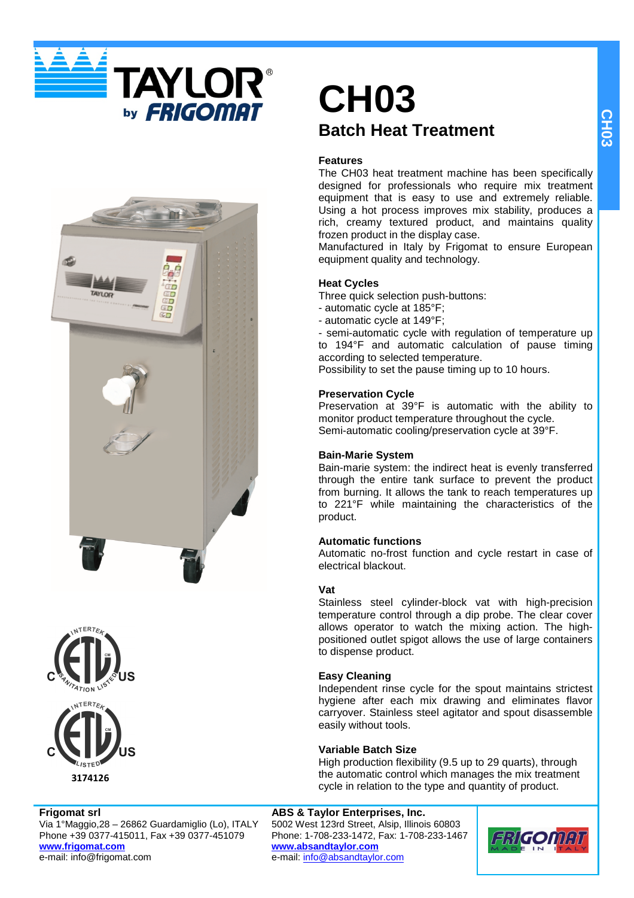# CH03

## Batch Heat Treatment

### Features

The CH03 heat treatment machine has been specifically designed for professionals who require mix treatment equipment that is easy to use and extremely reliable. Using a hot process improves mix stability, produces a rich, creamy textured product, and maintains quality frozen product in the display case.
Manufactured in Italy by Frigomat to ensure European equipment quality and technology.

### Heat Cycles

Three quick selection push-buttons:
- automatic cycle at 185°F;
- automatic cycle at 149°F;
- semi-automatic cycle with regulation of temperature up to 194°F and automatic calculation of pause timing according to selected temperature.

Possibility to set the pause timing up to 10 hours.

### Preservation Cycle

Preservation at 39°F is automatic with the ability to monitor product temperature throughout the cycle.
Semi-automatic cooling/preservation cycle at 39°F.

### Bain-Marie System

Bain-marie system: the indirect heat is evenly transferred through the entire tank surface to prevent the product from burning. It allows the tank to reach temperatures up to 221°F while maintaining the characteristics of the product.

### Automatic functions

Automatic no-frost function and cycle restart in case of electrical blackout.

### Vat

Stainless steel cylinder-block vat with high-precision temperature control through a dip probe. The clear cover allows operator to watch the mixing action. The high-positioned outlet spigot allows the use of large containers to dispense product.

### Easy Cleaning

Independent rinse cycle for the spout maintains strictest hygiene after each mix drawing and eliminates flavor carryover. Stainless steel agitator and spout disassemble easily without tools.

### Variable Batch Size

High production flexibility (9.5 up to 29 quarts), through the automatic control which manages the mix treatment cycle in relation to the type and quantity of product.

3174126

**Frigomat srl**
Via 1°Maggio,28 – 26862 Guardamiglio (Lo), ITALY
Phone +39 0377-415011, Fax +39 0377-451079
**www.frigomat.com**
e-mail: info@frigomat.com

**ABS & Taylor Enterprises, Inc.**
5002 West 123rd Street, Alsip, Illinois 60803
Phone: 1-708-233-1472, Fax: 1-708-233-1467
**www.absandtaylor.com**
e-mail: info@absandtaylor.com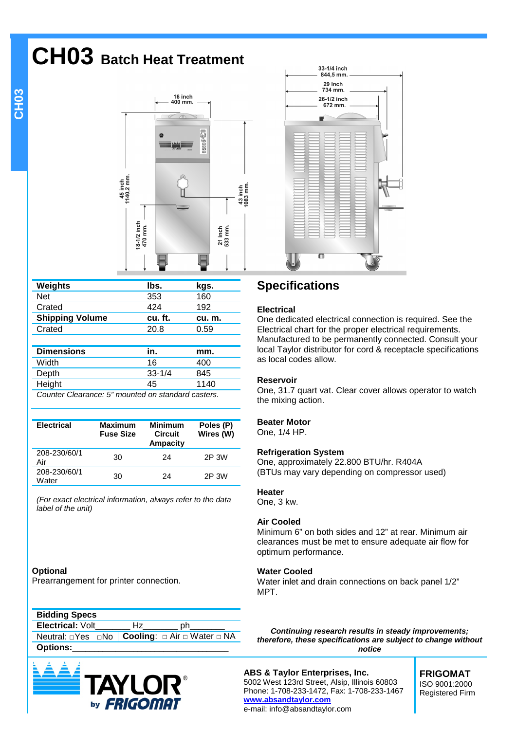# CH03 Batch Heat Treatment

16 inch
400 mm.

45 inch
1140,2 mm.

18-1/2 inch
470 mm.

21 inch
533 mm.

43 inch
1083 mm.

33-1/4 inch
844,5 mm.

29 inch
734 mm.

26-1/2 inch
672 mm.

| Weights | lbs. | kgs. |
|---|---|---|
| Net | 353 | 160 |
| Crated | 424 | 192 |
| **Shipping Volume** | **cu. ft.** | **cu. m.** |
| Crated | 20.8 | 0.59 |

| Dimensions | in. | mm. |
|---|---|---|
| Width | 16 | 400 |
| Depth | 33-1/4 | 845 |
| Height | 45 | 1140 |

*Counter Clearance: 5" mounted on standard casters.*

| Electrical | Maximum Fuse Size | Minimum Circuit Ampacity | Poles (P) Wires (W) |
|---|---|---|---|
| 208-230/60/1 Air | 30 | 24 | 2P 3W |
| 208-230/60/1 Water | 30 | 24 | 2P 3W |

*(For exact electrical information, always refer to the data label of the unit)*

**Optional**
Prearrangement for printer connection.

## Specifications

**Electrical**
One dedicated electrical connection is required. See the Electrical chart for the proper electrical requirements. Manufactured to be permanently connected. Consult your local Taylor distributor for cord & receptacle specifications as local codes allow.

**Reservoir**
One, 31.7 quart vat. Clear cover allows operator to watch the mixing action.

**Beater Motor**
One, 1/4 HP.

**Refrigeration System**
One, approximately 22.800 BTU/hr. R404A
(BTUs may vary depending on compressor used)

**Heater**
One, 3 kw.

**Air Cooled**
Minimum 6" on both sides and 12" at rear. Minimum air clearances must be met to ensure adequate air flow for optimum performance.

**Water Cooled**
Water inlet and drain connections on back panel 1/2" MPT.

**Bidding Specs**
**Electrical:** Volt_______ Hz_______ ph_______
Neutral: □Yes □No | **Cooling**: □ Air □ Water □ NA
**Options:**________________________________

***Continuing research results in steady improvements; therefore, these specifications are subject to change without notice***

TAYLOR® by FRIGOMAT

**ABS & Taylor Enterprises, Inc.**
5002 West 123rd Street, Alsip, Illinois 60803
Phone: 1-708-233-1472, Fax: 1-708-233-1467
**www.absandtaylor.com**
e-mail: info@absandtaylor.com

**FRIGOMAT**
ISO 9001:2000
Registered Firm